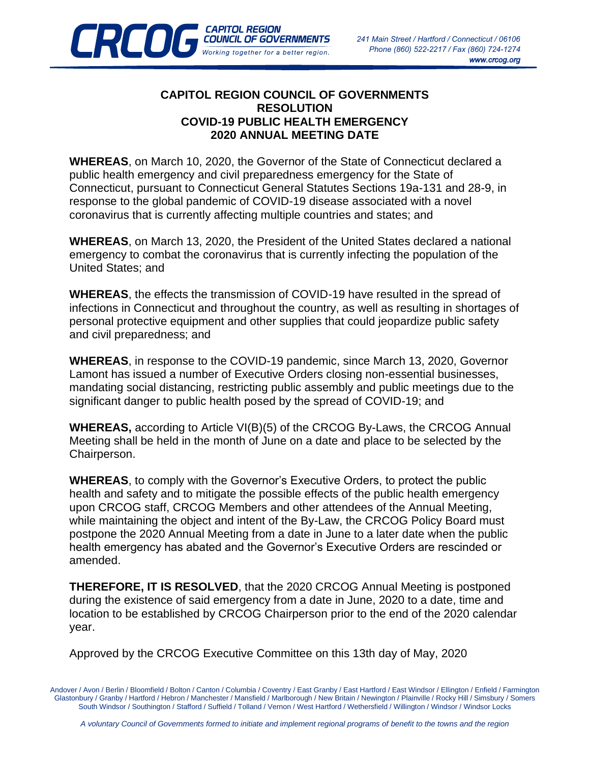# CAPITOL REGION COUNCIL OF GOVERNMENTS
## RESOLUTION
## COVID-19 PUBLIC HEALTH EMERGENCY
## 2020 ANNUAL MEETING DATE

**WHEREAS**, on March 10, 2020, the Governor of the State of Connecticut declared a public health emergency and civil preparedness emergency for the State of Connecticut, pursuant to Connecticut General Statutes Sections 19a-131 and 28-9, in response to the global pandemic of COVID-19 disease associated with a novel coronavirus that is currently affecting multiple countries and states; and

**WHEREAS**, on March 13, 2020, the President of the United States declared a national emergency to combat the coronavirus that is currently infecting the population of the United States; and

**WHEREAS**, the effects the transmission of COVID-19 have resulted in the spread of infections in Connecticut and throughout the country, as well as resulting in shortages of personal protective equipment and other supplies that could jeopardize public safety and civil preparedness; and

**WHEREAS**, in response to the COVID-19 pandemic, since March 13, 2020, Governor Lamont has issued a number of Executive Orders closing non-essential businesses, mandating social distancing, restricting public assembly and public meetings due to the significant danger to public health posed by the spread of COVID-19; and

**WHEREAS,** according to Article VI(B)(5) of the CRCOG By-Laws, the CRCOG Annual Meeting shall be held in the month of June on a date and place to be selected by the Chairperson.

**WHEREAS**, to comply with the Governor's Executive Orders, to protect the public health and safety and to mitigate the possible effects of the public health emergency upon CRCOG staff, CRCOG Members and other attendees of the Annual Meeting, while maintaining the object and intent of the By-Law, the CRCOG Policy Board must postpone the 2020 Annual Meeting from a date in June to a later date when the public health emergency has abated and the Governor's Executive Orders are rescinded or amended.

**THEREFORE, IT IS RESOLVED**, that the 2020 CRCOG Annual Meeting is postponed during the existence of said emergency from a date in June, 2020 to a date, time and location to be established by CRCOG Chairperson prior to the end of the 2020 calendar year.

Approved by the CRCOG Executive Committee on this 13th day of May, 2020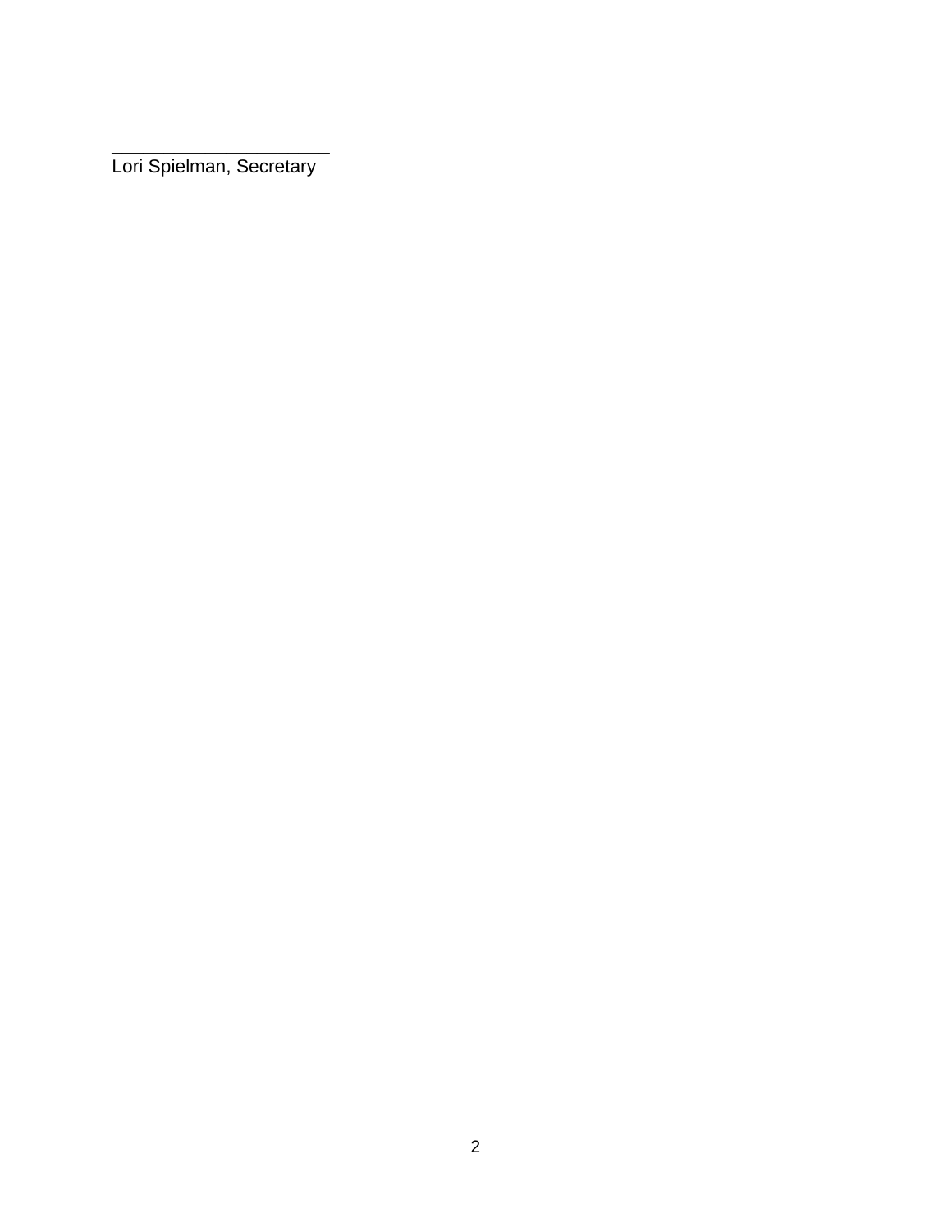_____________________

Lori Spielman, Secretary